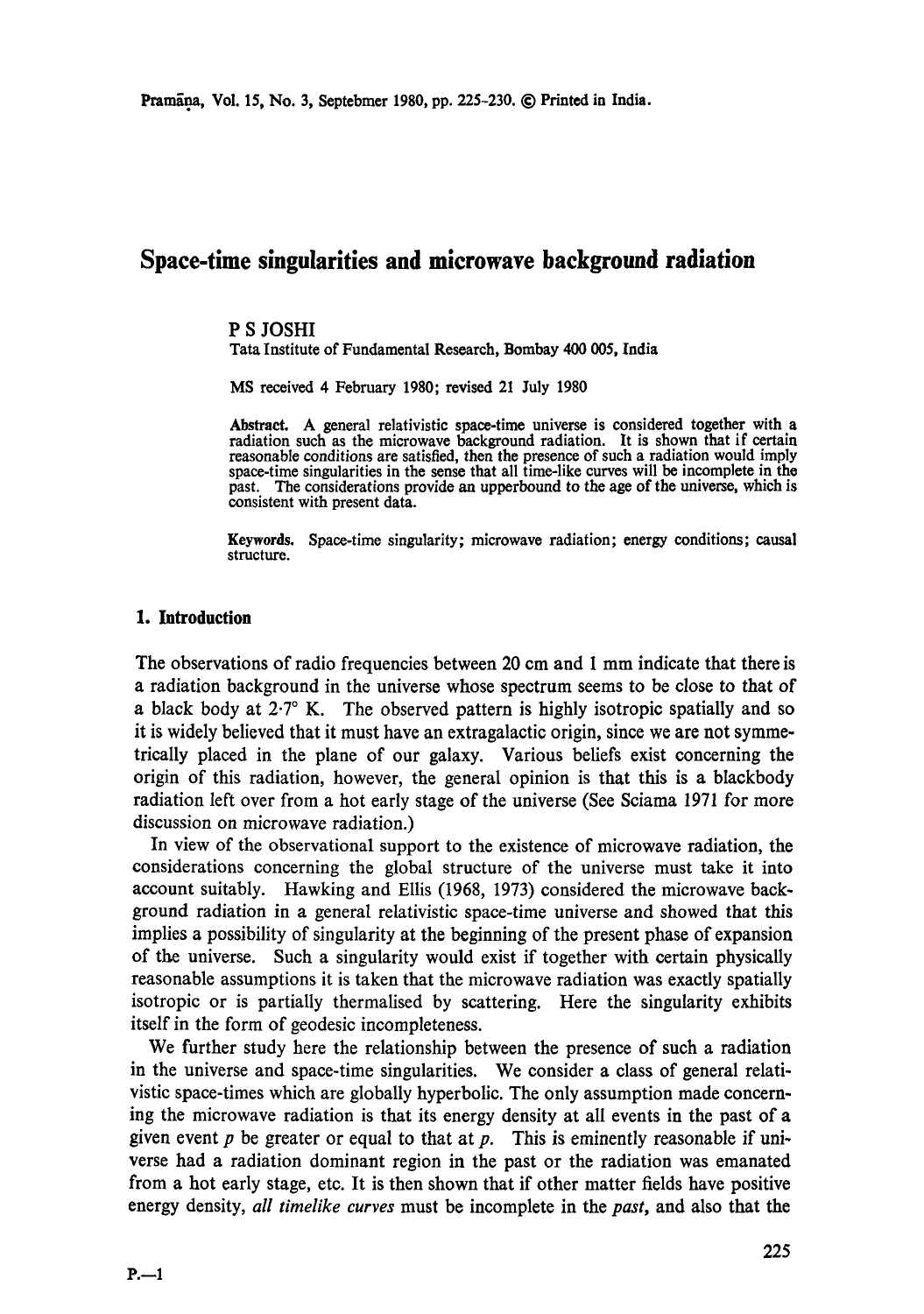# Space-time singularities and microwave background radiation

P S JOSHI

Tata Institute of Fundamental Research, Bombay 400 005, India

MS received 4 February 1980; revised 21 July 1980

**Abstract.** A general relativistic space-time universe is considered together with a radiation such as the microwave background radiation. It is shown that if certain reasonable conditions are satisfied, then the presence of such a radiation would imply space-time singularities in the sense that all time-like curves will be incomplete in the past. The considerations provide an upperbound to the age of the universe, which is consistent with present data.

**Keywords.** Space-time singularity; microwave radiation; energy conditions; causal structure.

## 1. Introduction

The observations of radio frequencies between 20 cm and 1 mm indicate that there is a radiation background in the universe whose spectrum seems to be close to that of a black body at 2·7° K. The observed pattern is highly isotropic spatially and so it is widely believed that it must have an extragalactic origin, since we are not symmetrically placed in the plane of our galaxy. Various beliefs exist concerning the origin of this radiation, however, the general opinion is that this is a blackbody radiation left over from a hot early stage of the universe (See Sciama 1971 for more discussion on microwave radiation.)

In view of the observational support to the existence of microwave radiation, the considerations concerning the global structure of the universe must take it into account suitably. Hawking and Ellis (1968, 1973) considered the microwave background radiation in a general relativistic space-time universe and showed that this implies a possibility of singularity at the beginning of the present phase of expansion of the universe. Such a singularity would exist if together with certain physically reasonable assumptions it is taken that the microwave radiation was exactly spatially isotropic or is partially thermalised by scattering. Here the singularity exhibits itself in the form of geodesic incompleteness.

We further study here the relationship between the presence of such a radiation in the universe and space-time singularities. We consider a class of general relativistic space-times which are globally hyperbolic. The only assumption made concerning the microwave radiation is that its energy density at all events in the past of a given event $p$ be greater or equal to that at $p$. This is eminently reasonable if universe had a radiation dominant region in the past or the radiation was emanated from a hot early stage, etc. It is then shown that if other matter fields have positive energy density, *all timelike curves* must be incomplete in the *past*, and also that the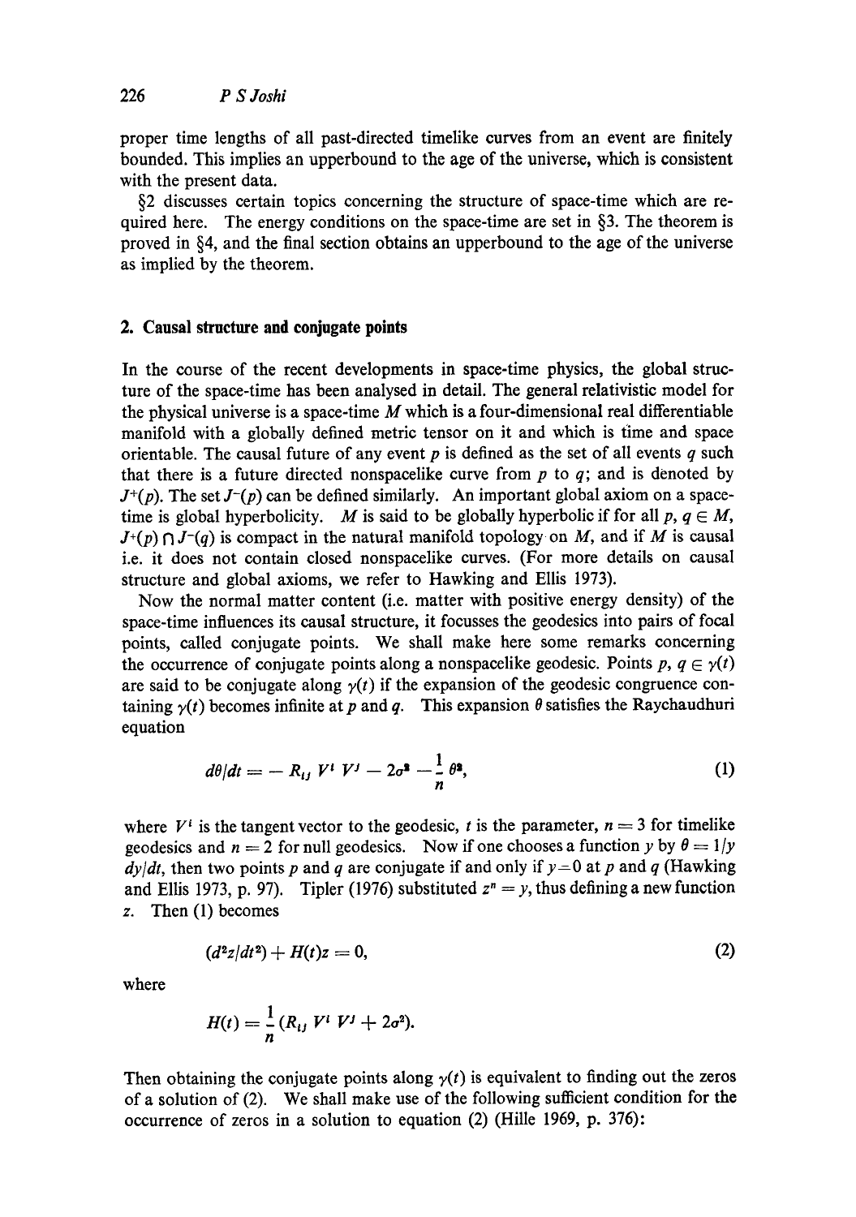proper time lengths of all past-directed timelike curves from an event are finitely bounded. This implies an upperbound to the age of the universe, which is consistent with the present data.

§2 discusses certain topics concerning the structure of space-time which are required here. The energy conditions on the space-time are set in §3. The theorem is proved in §4, and the final section obtains an upperbound to the age of the universe as implied by the theorem.

## 2. Causal structure and conjugate points

In the course of the recent developments in space-time physics, the global structure of the space-time has been analysed in detail. The general relativistic model for the physical universe is a space-time $M$ which is a four-dimensional real differentiable manifold with a globally defined metric tensor on it and which is time and space orientable. The causal future of any event $p$ is defined as the set of all events $q$ such that there is a future directed nonspacelike curve from $p$ to $q$; and is denoted by $J^+(p)$. The set $J^-(p)$ can be defined similarly. An important global axiom on a space-time is global hyperbolicity. $M$ is said to be globally hyperbolic if for all $p, q \in M$, $J^+(p) \cap J^-(q)$ is compact in the natural manifold topology on $M$, and if $M$ is causal i.e. it does not contain closed nonspacelike curves. (For more details on causal structure and global axioms, we refer to Hawking and Ellis 1973).

Now the normal matter content (i.e. matter with positive energy density) of the space-time influences its causal structure, it focusses the geodesics into pairs of focal points, called conjugate points. We shall make here some remarks concerning the occurrence of conjugate points along a nonspacelike geodesic. Points $p, q \in \gamma(t)$ are said to be conjugate along $\gamma(t)$ if the expansion of the geodesic congruence containing $\gamma(t)$ becomes infinite at $p$ and $q$. This expansion $\theta$ satisfies the Raychaudhuri equation

$$d\theta/dt = -R_{ij}\,V^i\,V^j - 2\sigma^2 - \frac{1}{n}\,\theta^2, \tag{1}$$

where $V^i$ is the tangent vector to the geodesic, $t$ is the parameter, $n = 3$ for timelike geodesics and $n = 2$ for null geodesics. Now if one chooses a function $y$ by $\theta = 1/y$ $dy/dt$, then two points $p$ and $q$ are conjugate if and only if $y = 0$ at $p$ and $q$ (Hawking and Ellis 1973, p. 97). Tipler (1976) substituted $z^n = y$, thus defining a new function $z$. Then (1) becomes

$$(d^2z/dt^2) + H(t)z = 0, \tag{2}$$

where

$$H(t) = \frac{1}{n}\,(R_{ij}\,V^i\,V^j + 2\sigma^2).$$

Then obtaining the conjugate points along $\gamma(t)$ is equivalent to finding out the zeros of a solution of (2). We shall make use of the following sufficient condition for the occurrence of zeros in a solution to equation (2) (Hille 1969, p. 376):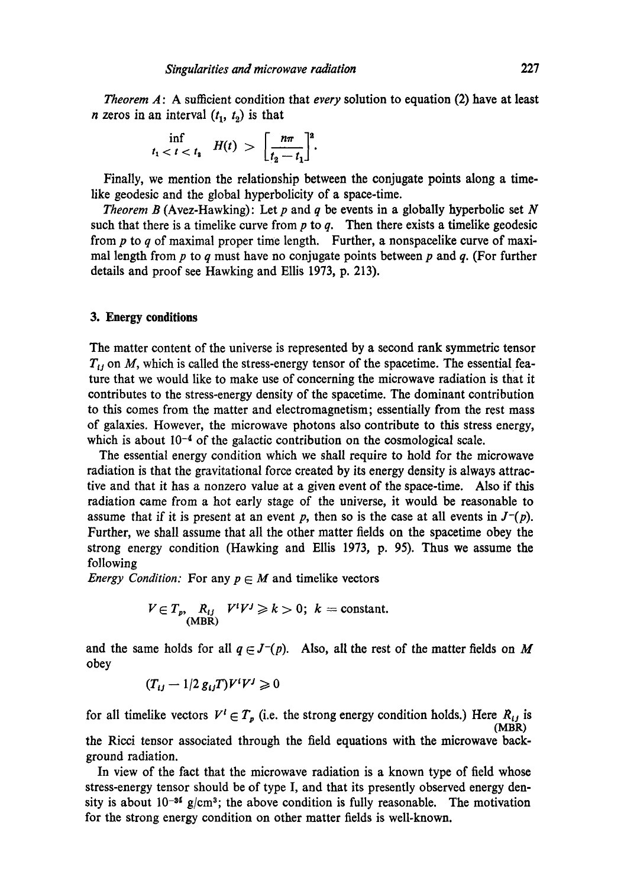*Theorem A*: A sufficient condition that *every* solution to equation (2) have at least $n$ zeros in an interval $(t_1, t_2)$ is that

$$\inf_{t_1 < t < t_2} H(t) > \left[\frac{n\pi}{t_2 - t_1}\right]^2.$$

Finally, we mention the relationship between the conjugate points along a timelike geodesic and the global hyperbolicity of a space-time.

*Theorem B* (Avez-Hawking): Let $p$ and $q$ be events in a globally hyperbolic set $N$ such that there is a timelike curve from $p$ to $q$. Then there exists a timelike geodesic from $p$ to $q$ of maximal proper time length. Further, a nonspacelike curve of maximal length from $p$ to $q$ must have no conjugate points between $p$ and $q$. (For further details and proof see Hawking and Ellis 1973, p. 213).

## 3. Energy conditions

The matter content of the universe is represented by a second rank symmetric tensor $T_{ij}$ on $M$, which is called the stress-energy tensor of the spacetime. The essential feature that we would like to make use of concerning the microwave radiation is that it contributes to the stress-energy density of the spacetime. The dominant contribution to this comes from the matter and electromagnetism; essentially from the rest mass of galaxies. However, the microwave photons also contribute to this stress energy, which is about $10^{-4}$ of the galactic contribution on the cosmological scale.

The essential energy condition which we shall require to hold for the microwave radiation is that the gravitational force created by its energy density is always attractive and that it has a nonzero value at a given event of the space-time. Also if this radiation came from a hot early stage of the universe, it would be reasonable to assume that if it is present at an event $p$, then so is the case at all events in $J^-(p)$. Further, we shall assume that all the other matter fields on the spacetime obey the strong energy condition (Hawking and Ellis 1973, p. 95). Thus we assume the following

*Energy Condition:* For any $p \in M$ and timelike vectors

$$V \in T_p,\ \underset{(\mathrm{MBR})}{R_{ij}}\ V^i V^j \geqslant k > 0;\ k = \text{constant}.$$

and the same holds for all $q \in J^-(p)$. Also, all the rest of the matter fields on $M$ obey

$$(T_{ij} - 1/2\, g_{ij} T) V^i V^j \geqslant 0$$

for all timelike vectors $V^i \in T_p$ (i.e. the strong energy condition holds.) Here $\underset{(\mathrm{MBR})}{R_{ij}}$ is the Ricci tensor associated through the field equations with the microwave background radiation.

In view of the fact that the microwave radiation is a known type of field whose stress-energy tensor should be of type I, and that its presently observed energy density is about $10^{-34}$ g/cm$^3$; the above condition is fully reasonable. The motivation for the strong energy condition on other matter fields is well-known.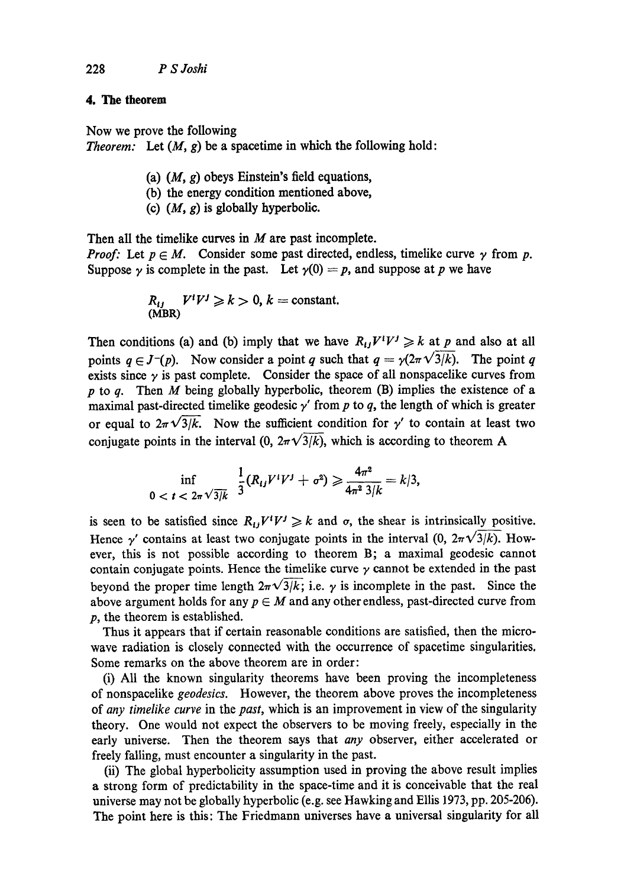## 4. The theorem

Now we prove the following

*Theorem:* Let $(M, g)$ be a spacetime in which the following hold:

(a) $(M, g)$ obeys Einstein's field equations,
(b) the energy condition mentioned above,
(c) $(M, g)$ is globally hyperbolic.

Then all the timelike curves in $M$ are past incomplete.

*Proof:* Let $p \in M$. Consider some past directed, endless, timelike curve $\gamma$ from $p$. Suppose $\gamma$ is complete in the past. Let $\gamma(0) = p$, and suppose at $p$ we have

$$\underset{(\mathrm{MBR})}{R_{ij}} \quad V^i V^j \geqslant k > 0, \; k = \text{constant}.$$

Then conditions (a) and (b) imply that we have $R_{ij}V^iV^j \geqslant k$ at $p$ and also at all points $q \in J^-(p)$. Now consider a point $q$ such that $q = \gamma(2\pi\sqrt{3/k})$. The point $q$ exists since $\gamma$ is past complete. Consider the space of all nonspacelike curves from $p$ to $q$. Then $M$ being globally hyperbolic, theorem (B) implies the existence of a maximal past-directed timelike geodesic $\gamma'$ from $p$ to $q$, the length of which is greater or equal to $2\pi\sqrt{3/k}$. Now the sufficient condition for $\gamma'$ to contain at least two conjugate points in the interval $(0, 2\pi\sqrt{3/k})$, which is according to theorem A

$$\inf_{0 < t < 2\pi\sqrt{3/k}} \frac{1}{3}(R_{ij}V^iV^j + \sigma^2) \geqslant \frac{4\pi^2}{4\pi^2\, 3/k} = k/3,$$

is seen to be satisfied since $R_{ij}V^iV^j \geqslant k$ and $\sigma$, the shear is intrinsically positive. Hence $\gamma'$ contains at least two conjugate points in the interval $(0, 2\pi\sqrt{3/k})$. However, this is not possible according to theorem B; a maximal geodesic cannot contain conjugate points. Hence the timelike curve $\gamma$ cannot be extended in the past beyond the proper time length $2\pi\sqrt{3/k}$; i.e. $\gamma$ is incomplete in the past. Since the above argument holds for any $p \in M$ and any other endless, past-directed curve from $p$, the theorem is established.

Thus it appears that if certain reasonable conditions are satisfied, then the microwave radiation is closely connected with the occurrence of spacetime singularities. Some remarks on the above theorem are in order:

(i) All the known singularity theorems have been proving the incompleteness of nonspacelike *geodesics*. However, the theorem above proves the incompleteness of *any timelike curve* in the *past*, which is an improvement in view of the singularity theory. One would not expect the observers to be moving freely, especially in the early universe. Then the theorem says that *any* observer, either accelerated or freely falling, must encounter a singularity in the past.

(ii) The global hyperbolicity assumption used in proving the above result implies a strong form of predictability in the space-time and it is conceivable that the real universe may not be globally hyperbolic (e.g. see Hawking and Ellis 1973, pp. 205-206). The point here is this: The Friedmann universes have a universal singularity for all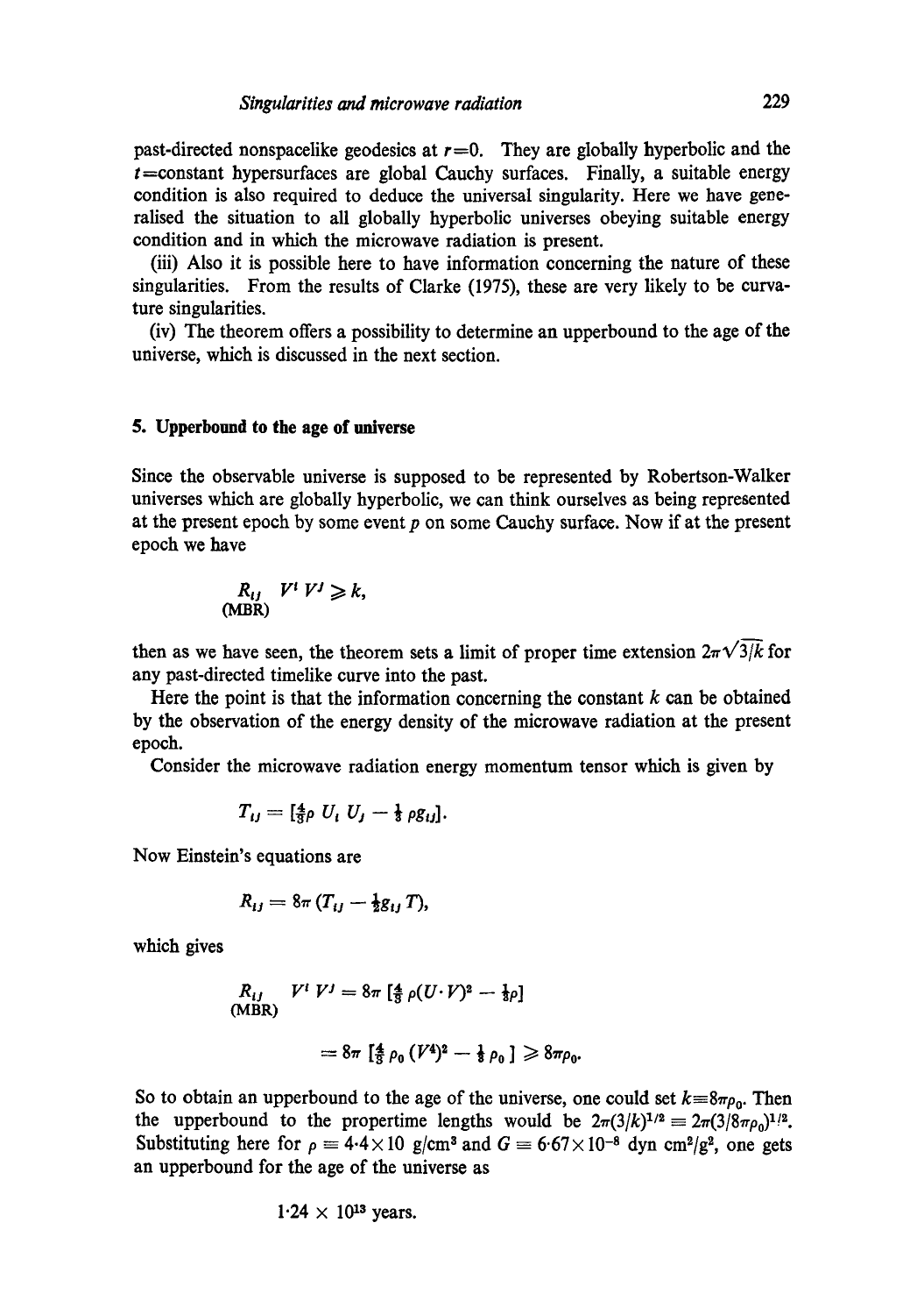past-directed nonspacelike geodesics at $r=0$. They are globally hyperbolic and the $t$=constant hypersurfaces are global Cauchy surfaces. Finally, a suitable energy condition is also required to deduce the universal singularity. Here we have generalised the situation to all globally hyperbolic universes obeying suitable energy condition and in which the microwave radiation is present.

(iii) Also it is possible here to have information concerning the nature of these singularities. From the results of Clarke (1975), these are very likely to be curvature singularities.

(iv) The theorem offers a possibility to determine an upperbound to the age of the universe, which is discussed in the next section.

## 5. Upperbound to the age of universe

Since the observable universe is supposed to be represented by Robertson-Walker universes which are globally hyperbolic, we can think ourselves as being represented at the present epoch by some event $p$ on some Cauchy surface. Now if at the present epoch we have

$$\underset{(\mathrm{MBR})}{R_{ij}} \; V^i V^j \geqslant k,$$

then as we have seen, the theorem sets a limit of proper time extension $2\pi\sqrt{3/k}$ for any past-directed timelike curve into the past.

Here the point is that the information concerning the constant $k$ can be obtained by the observation of the energy density of the microwave radiation at the present epoch.

Consider the microwave radiation energy momentum tensor which is given by

$$T_{ij} = [\tfrac{4}{3}\rho \; U_i \; U_j - \tfrac{1}{3} \; \rho g_{ij}].$$

Now Einstein's equations are

$$R_{ij} = 8\pi \, (T_{ij} - \tfrac{1}{2} g_{ij} \, T),$$

which gives

$$\underset{(\mathrm{MBR})}{R_{ij}} \; V^i V^j = 8\pi \; [\tfrac{4}{3} \; \rho (U \cdot V)^2 - \tfrac{1}{3}\rho]$$

$$= 8\pi \; [\tfrac{4}{3} \; \rho_0 \, (V^4)^2 - \tfrac{1}{3} \; \rho_0 \,] \geqslant 8\pi\rho_0.$$

So to obtain an upperbound to the age of the universe, one could set $k \equiv 8\pi\rho_0$. Then the upperbound to the propertime lengths would be $2\pi(3/k)^{1/2} \equiv 2\pi(3/8\pi\rho_0)^{1/2}$. Substituting here for $\rho \equiv 4{\cdot}4 \times 10$ g/cm$^3$ and $G = 6{\cdot}67 \times 10^{-8}$ dyn cm$^2$/g$^2$, one gets an upperbound for the age of the universe as

$$1{\cdot}24 \times 10^{13} \text{ years.}$$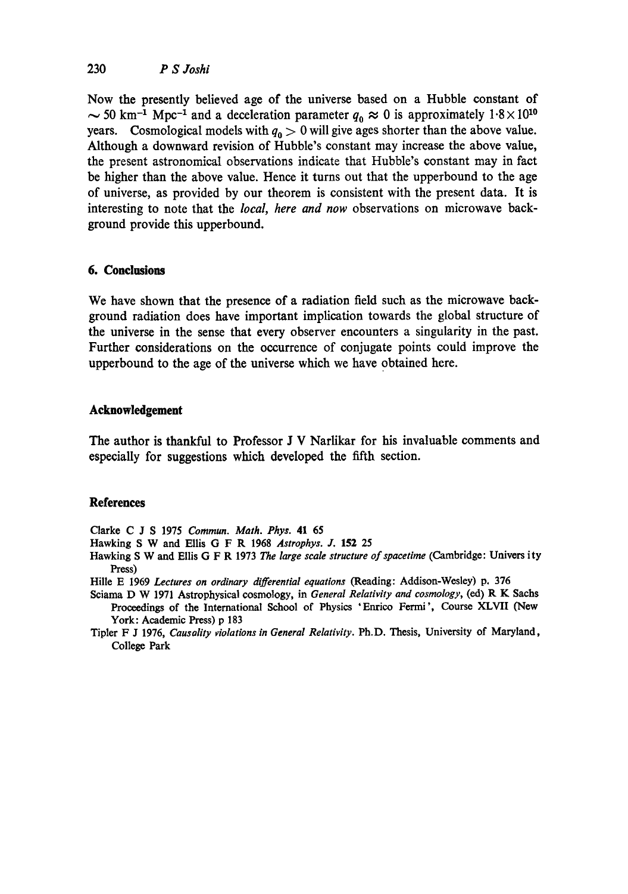Now the presently believed age of the universe based on a Hubble constant of $\sim 50 \text{ km}^{-1} \text{ Mpc}^{-1}$ and a deceleration parameter $q_0 \approx 0$ is approximately $1{\cdot}8 \times 10^{10}$ years. Cosmological models with $q_0 > 0$ will give ages shorter than the above value. Although a downward revision of Hubble's constant may increase the above value, the present astronomical observations indicate that Hubble's constant may in fact be higher than the above value. Hence it turns out that the upperbound to the age of universe, as provided by our theorem is consistent with the present data. It is interesting to note that the *local, here and now* observations on microwave background provide this upperbound.

## 6. Conclusions

We have shown that the presence of a radiation field such as the microwave background radiation does have important implication towards the global structure of the universe in the sense that every observer encounters a singularity in the past. Further considerations on the occurrence of conjugate points could improve the upperbound to the age of the universe which we have obtained here.

## Acknowledgement

The author is thankful to Professor J V Narlikar for his invaluable comments and especially for suggestions which developed the fifth section.

## References

Clarke C J S 1975 *Commun. Math. Phys.* **41** 65

Hawking S W and Ellis G F R 1968 *Astrophys. J.* **152** 25

Hawking S W and Ellis G F R 1973 *The large scale structure of spacetime* (Cambridge: University Press)

Hille E 1969 *Lectures on ordinary differential equations* (Reading: Addison-Wesley) p. 376

Sciama D W 1971 Astrophysical cosmology, in *General Relativity and cosmology*, (ed) R K Sachs Proceedings of the International School of Physics 'Enrico Fermi', Course XLVII (New York: Academic Press) p 183

Tipler F J 1976, *Causality violations in General Relativity*. Ph.D. Thesis, University of Maryland, College Park